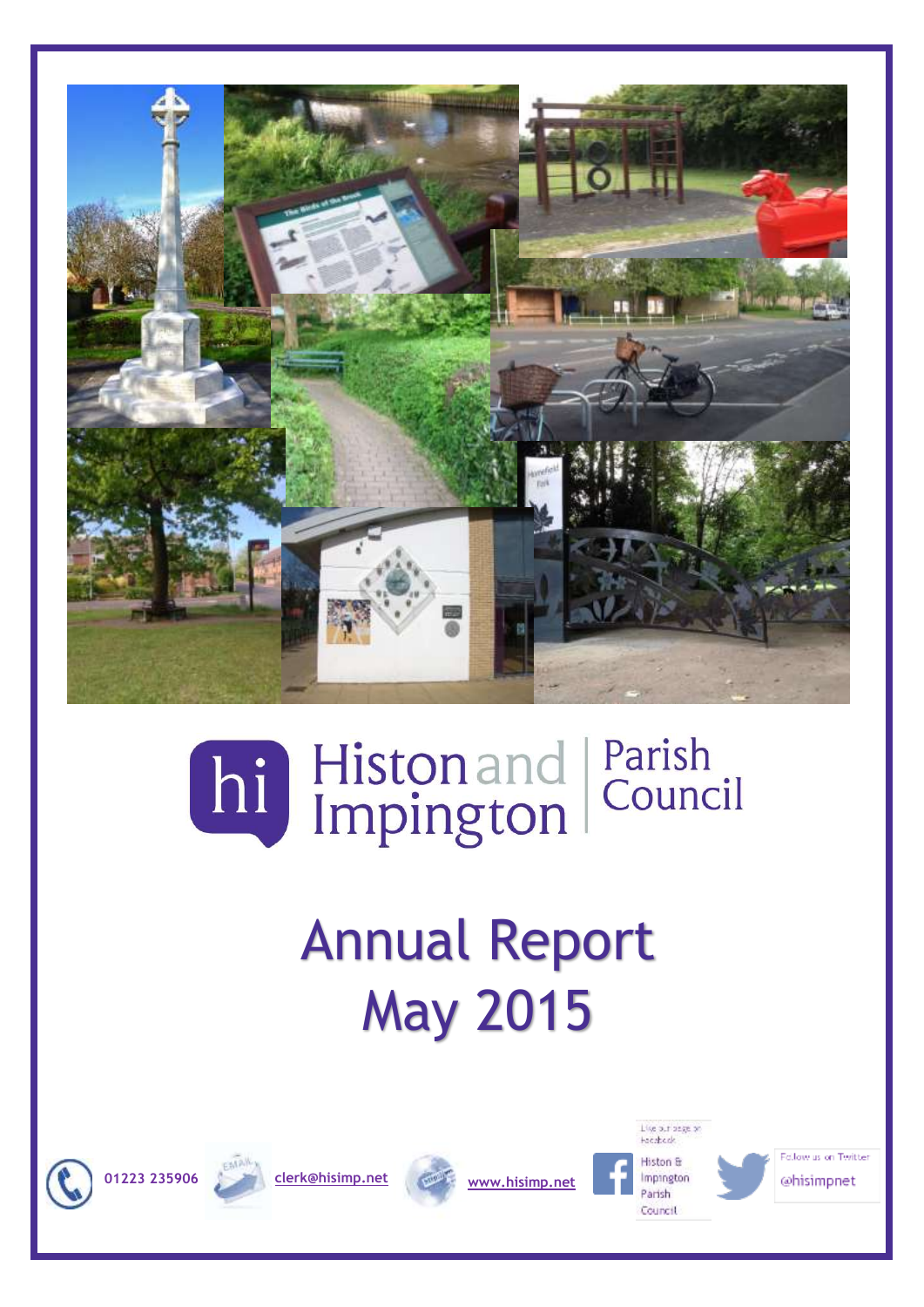# Histon and Impington Parish Council

# Annual Report
# May 2015

01223 235906 | clerk@hisimp.net | www.hisimp.net | Like our page on Facebook: Histon & Impington Parish Council | Follow us on Twitter: @hisimpnet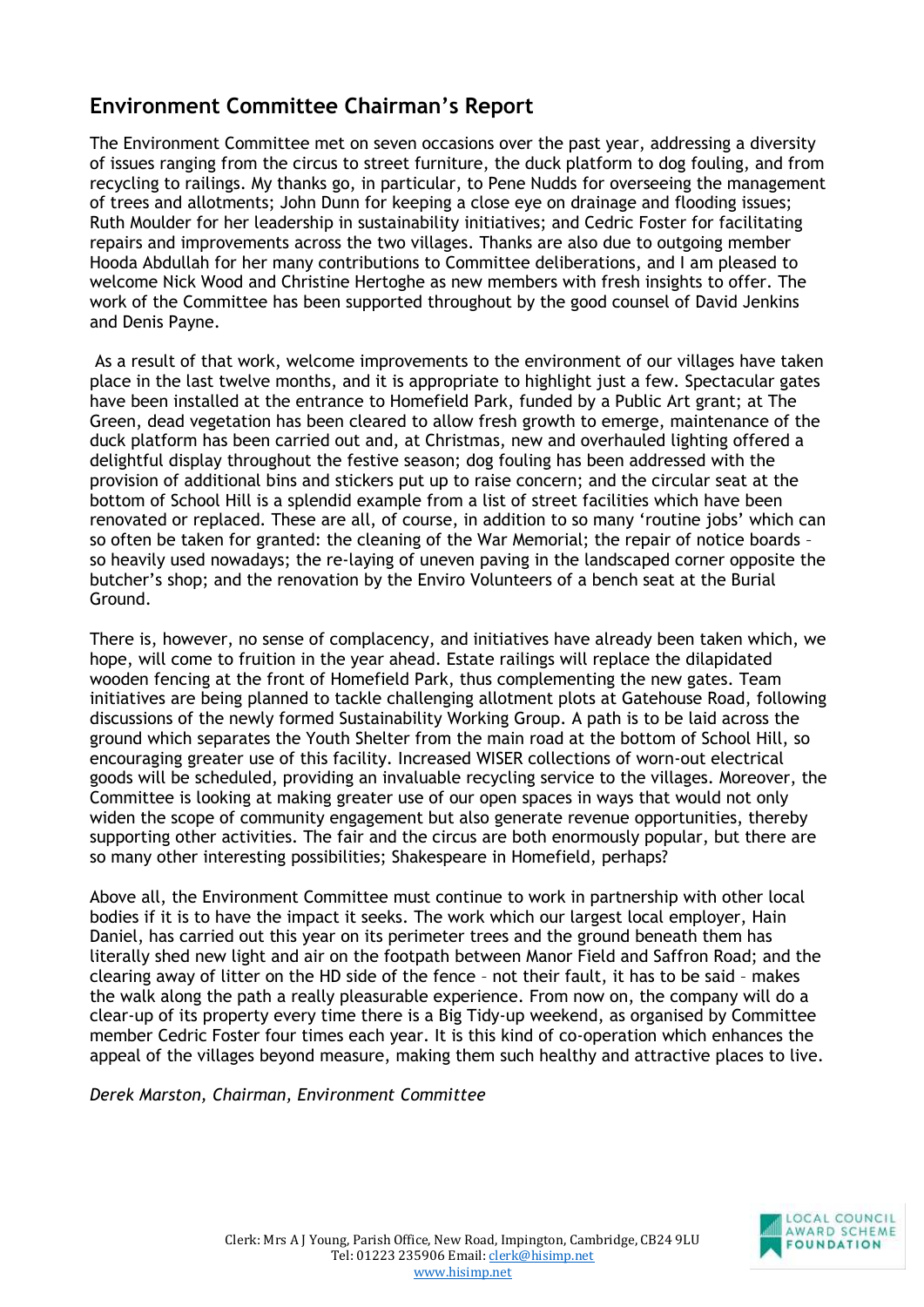## Environment Committee Chairman's Report

The Environment Committee met on seven occasions over the past year, addressing a diversity of issues ranging from the circus to street furniture, the duck platform to dog fouling, and from recycling to railings. My thanks go, in particular, to Pene Nudds for overseeing the management of trees and allotments; John Dunn for keeping a close eye on drainage and flooding issues; Ruth Moulder for her leadership in sustainability initiatives; and Cedric Foster for facilitating repairs and improvements across the two villages. Thanks are also due to outgoing member Hooda Abdullah for her many contributions to Committee deliberations, and I am pleased to welcome Nick Wood and Christine Hertoghe as new members with fresh insights to offer. The work of the Committee has been supported throughout by the good counsel of David Jenkins and Denis Payne.

As a result of that work, welcome improvements to the environment of our villages have taken place in the last twelve months, and it is appropriate to highlight just a few. Spectacular gates have been installed at the entrance to Homefield Park, funded by a Public Art grant; at The Green, dead vegetation has been cleared to allow fresh growth to emerge, maintenance of the duck platform has been carried out and, at Christmas, new and overhauled lighting offered a delightful display throughout the festive season; dog fouling has been addressed with the provision of additional bins and stickers put up to raise concern; and the circular seat at the bottom of School Hill is a splendid example from a list of street facilities which have been renovated or replaced. These are all, of course, in addition to so many 'routine jobs' which can so often be taken for granted: the cleaning of the War Memorial; the repair of notice boards – so heavily used nowadays; the re-laying of uneven paving in the landscaped corner opposite the butcher's shop; and the renovation by the Enviro Volunteers of a bench seat at the Burial Ground.

There is, however, no sense of complacency, and initiatives have already been taken which, we hope, will come to fruition in the year ahead. Estate railings will replace the dilapidated wooden fencing at the front of Homefield Park, thus complementing the new gates. Team initiatives are being planned to tackle challenging allotment plots at Gatehouse Road, following discussions of the newly formed Sustainability Working Group. A path is to be laid across the ground which separates the Youth Shelter from the main road at the bottom of School Hill, so encouraging greater use of this facility. Increased WISER collections of worn-out electrical goods will be scheduled, providing an invaluable recycling service to the villages. Moreover, the Committee is looking at making greater use of our open spaces in ways that would not only widen the scope of community engagement but also generate revenue opportunities, thereby supporting other activities. The fair and the circus are both enormously popular, but there are so many other interesting possibilities; Shakespeare in Homefield, perhaps?

Above all, the Environment Committee must continue to work in partnership with other local bodies if it is to have the impact it seeks. The work which our largest local employer, Hain Daniel, has carried out this year on its perimeter trees and the ground beneath them has literally shed new light and air on the footpath between Manor Field and Saffron Road; and the clearing away of litter on the HD side of the fence – not their fault, it has to be said – makes the walk along the path a really pleasurable experience. From now on, the company will do a clear-up of its property every time there is a Big Tidy-up weekend, as organised by Committee member Cedric Foster four times each year. It is this kind of co-operation which enhances the appeal of the villages beyond measure, making them such healthy and attractive places to live.

*Derek Marston, Chairman, Environment Committee*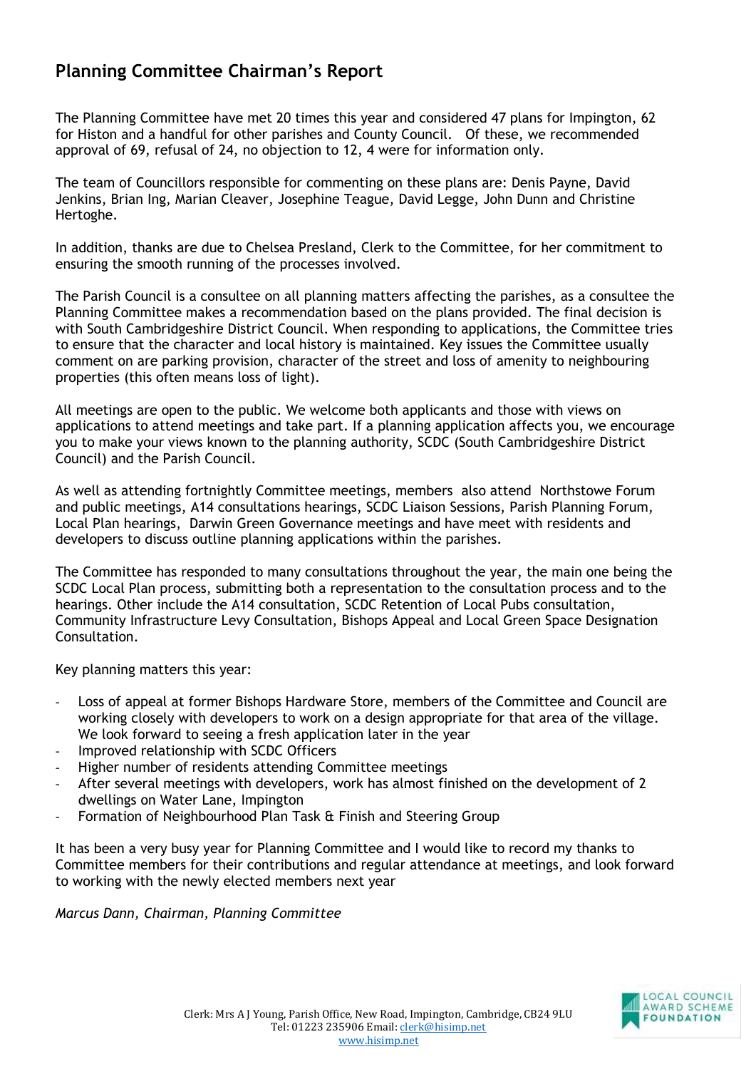## Planning Committee Chairman's Report

The Planning Committee have met 20 times this year and considered 47 plans for Impington, 62 for Histon and a handful for other parishes and County Council. Of these, we recommended approval of 69, refusal of 24, no objection to 12, 4 were for information only.

The team of Councillors responsible for commenting on these plans are: Denis Payne, David Jenkins, Brian Ing, Marian Cleaver, Josephine Teague, David Legge, John Dunn and Christine Hertoghe.

In addition, thanks are due to Chelsea Presland, Clerk to the Committee, for her commitment to ensuring the smooth running of the processes involved.

The Parish Council is a consultee on all planning matters affecting the parishes, as a consultee the Planning Committee makes a recommendation based on the plans provided. The final decision is with South Cambridgeshire District Council. When responding to applications, the Committee tries to ensure that the character and local history is maintained. Key issues the Committee usually comment on are parking provision, character of the street and loss of amenity to neighbouring properties (this often means loss of light).

All meetings are open to the public. We welcome both applicants and those with views on applications to attend meetings and take part. If a planning application affects you, we encourage you to make your views known to the planning authority, SCDC (South Cambridgeshire District Council) and the Parish Council.

As well as attending fortnightly Committee meetings, members also attend Northstowe Forum and public meetings, A14 consultations hearings, SCDC Liaison Sessions, Parish Planning Forum, Local Plan hearings, Darwin Green Governance meetings and have meet with residents and developers to discuss outline planning applications within the parishes.

The Committee has responded to many consultations throughout the year, the main one being the SCDC Local Plan process, submitting both a representation to the consultation process and to the hearings. Other include the A14 consultation, SCDC Retention of Local Pubs consultation, Community Infrastructure Levy Consultation, Bishops Appeal and Local Green Space Designation Consultation.

Key planning matters this year:

- Loss of appeal at former Bishops Hardware Store, members of the Committee and Council are working closely with developers to work on a design appropriate for that area of the village. We look forward to seeing a fresh application later in the year
- Improved relationship with SCDC Officers
- Higher number of residents attending Committee meetings
- After several meetings with developers, work has almost finished on the development of 2 dwellings on Water Lane, Impington
- Formation of Neighbourhood Plan Task & Finish and Steering Group

It has been a very busy year for Planning Committee and I would like to record my thanks to Committee members for their contributions and regular attendance at meetings, and look forward to working with the newly elected members next year

*Marcus Dann, Chairman, Planning Committee*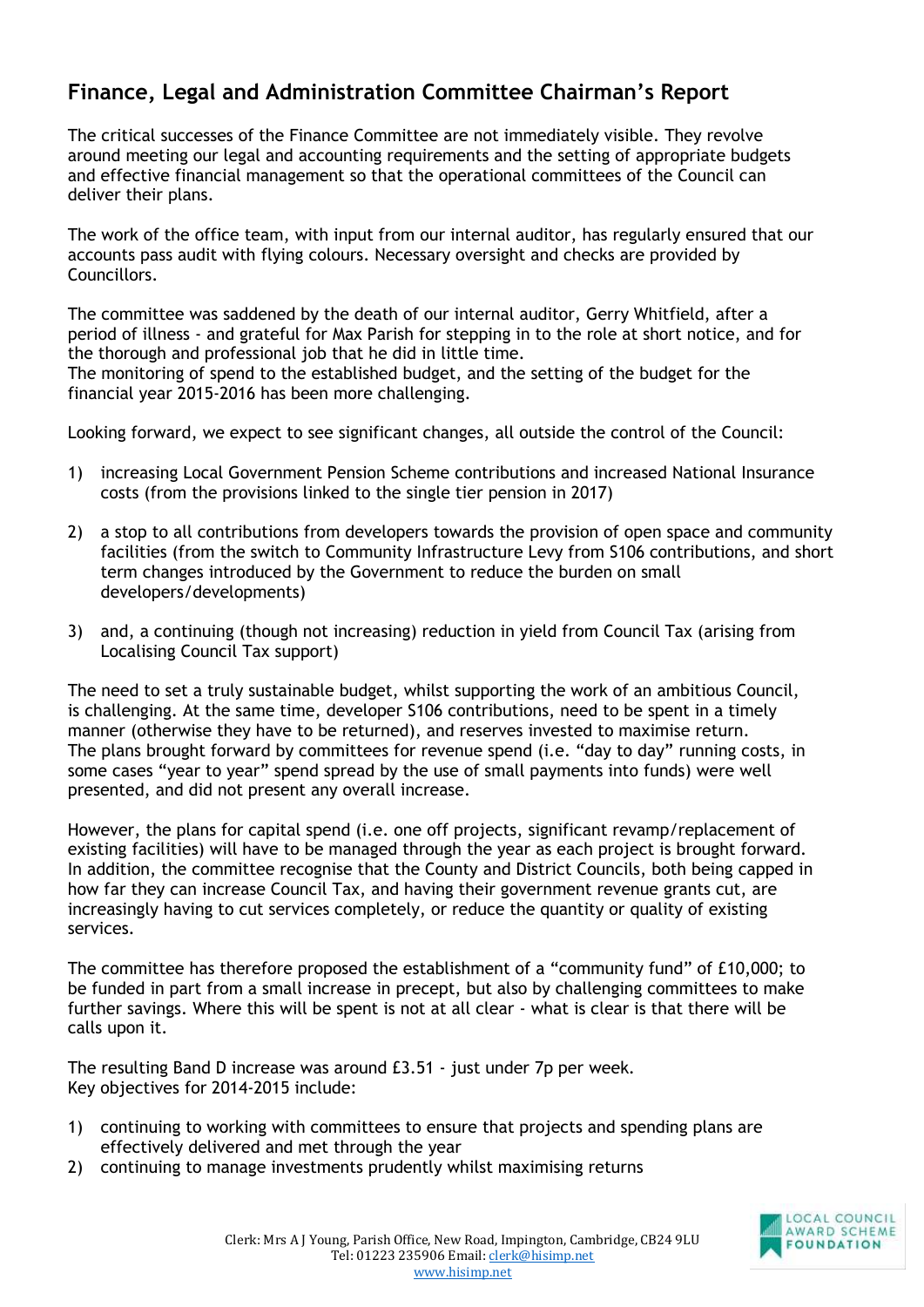## Finance, Legal and Administration Committee Chairman's Report

The critical successes of the Finance Committee are not immediately visible. They revolve around meeting our legal and accounting requirements and the setting of appropriate budgets and effective financial management so that the operational committees of the Council can deliver their plans.

The work of the office team, with input from our internal auditor, has regularly ensured that our accounts pass audit with flying colours. Necessary oversight and checks are provided by Councillors.

The committee was saddened by the death of our internal auditor, Gerry Whitfield, after a period of illness - and grateful for Max Parish for stepping in to the role at short notice, and for the thorough and professional job that he did in little time.
The monitoring of spend to the established budget, and the setting of the budget for the financial year 2015-2016 has been more challenging.

Looking forward, we expect to see significant changes, all outside the control of the Council:

1) increasing Local Government Pension Scheme contributions and increased National Insurance costs (from the provisions linked to the single tier pension in 2017)

2) a stop to all contributions from developers towards the provision of open space and community facilities (from the switch to Community Infrastructure Levy from S106 contributions, and short term changes introduced by the Government to reduce the burden on small developers/developments)

3) and, a continuing (though not increasing) reduction in yield from Council Tax (arising from Localising Council Tax support)

The need to set a truly sustainable budget, whilst supporting the work of an ambitious Council, is challenging. At the same time, developer S106 contributions, need to be spent in a timely manner (otherwise they have to be returned), and reserves invested to maximise return.
The plans brought forward by committees for revenue spend (i.e. "day to day" running costs, in some cases "year to year" spend spread by the use of small payments into funds) were well presented, and did not present any overall increase.

However, the plans for capital spend (i.e. one off projects, significant revamp/replacement of existing facilities) will have to be managed through the year as each project is brought forward. In addition, the committee recognise that the County and District Councils, both being capped in how far they can increase Council Tax, and having their government revenue grants cut, are increasingly having to cut services completely, or reduce the quantity or quality of existing services.

The committee has therefore proposed the establishment of a "community fund" of £10,000; to be funded in part from a small increase in precept, but also by challenging committees to make further savings. Where this will be spent is not at all clear - what is clear is that there will be calls upon it.

The resulting Band D increase was around £3.51 - just under 7p per week.
Key objectives for 2014-2015 include:

1) continuing to working with committees to ensure that projects and spending plans are effectively delivered and met through the year
2) continuing to manage investments prudently whilst maximising returns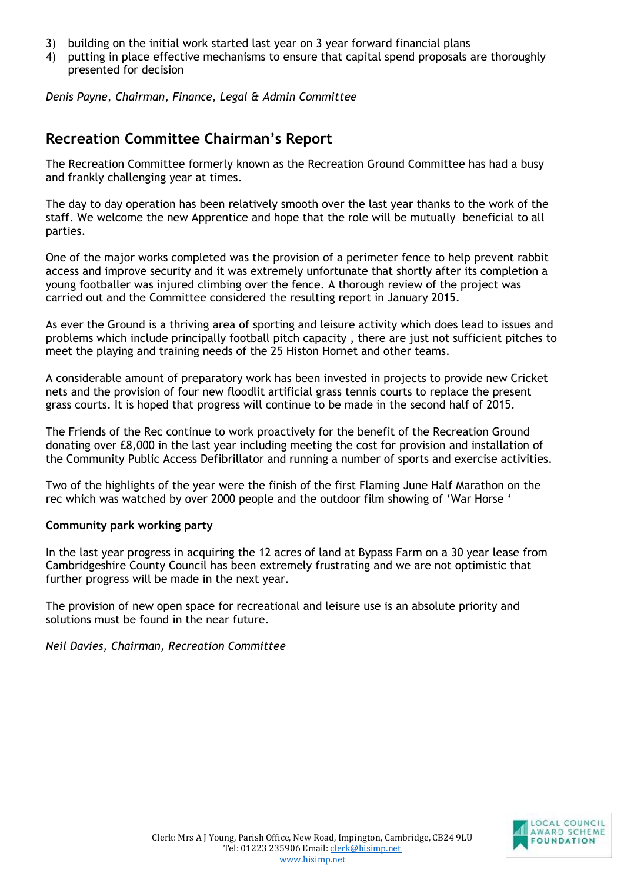3) building on the initial work started last year on 3 year forward financial plans
4) putting in place effective mechanisms to ensure that capital spend proposals are thoroughly presented for decision

*Denis Payne, Chairman, Finance, Legal & Admin Committee*

## Recreation Committee Chairman's Report

The Recreation Committee formerly known as the Recreation Ground Committee has had a busy and frankly challenging year at times.

The day to day operation has been relatively smooth over the last year thanks to the work of the staff. We welcome the new Apprentice and hope that the role will be mutually beneficial to all parties.

One of the major works completed was the provision of a perimeter fence to help prevent rabbit access and improve security and it was extremely unfortunate that shortly after its completion a young footballer was injured climbing over the fence. A thorough review of the project was carried out and the Committee considered the resulting report in January 2015.

As ever the Ground is a thriving area of sporting and leisure activity which does lead to issues and problems which include principally football pitch capacity , there are just not sufficient pitches to meet the playing and training needs of the 25 Histon Hornet and other teams.

A considerable amount of preparatory work has been invested in projects to provide new Cricket nets and the provision of four new floodlit artificial grass tennis courts to replace the present grass courts. It is hoped that progress will continue to be made in the second half of 2015.

The Friends of the Rec continue to work proactively for the benefit of the Recreation Ground donating over £8,000 in the last year including meeting the cost for provision and installation of the Community Public Access Defibrillator and running a number of sports and exercise activities.

Two of the highlights of the year were the finish of the first Flaming June Half Marathon on the rec which was watched by over 2000 people and the outdoor film showing of 'War Horse '

**Community park working party**

In the last year progress in acquiring the 12 acres of land at Bypass Farm on a 30 year lease from Cambridgeshire County Council has been extremely frustrating and we are not optimistic that further progress will be made in the next year.

The provision of new open space for recreational and leisure use is an absolute priority and solutions must be found in the near future.

*Neil Davies, Chairman, Recreation Committee*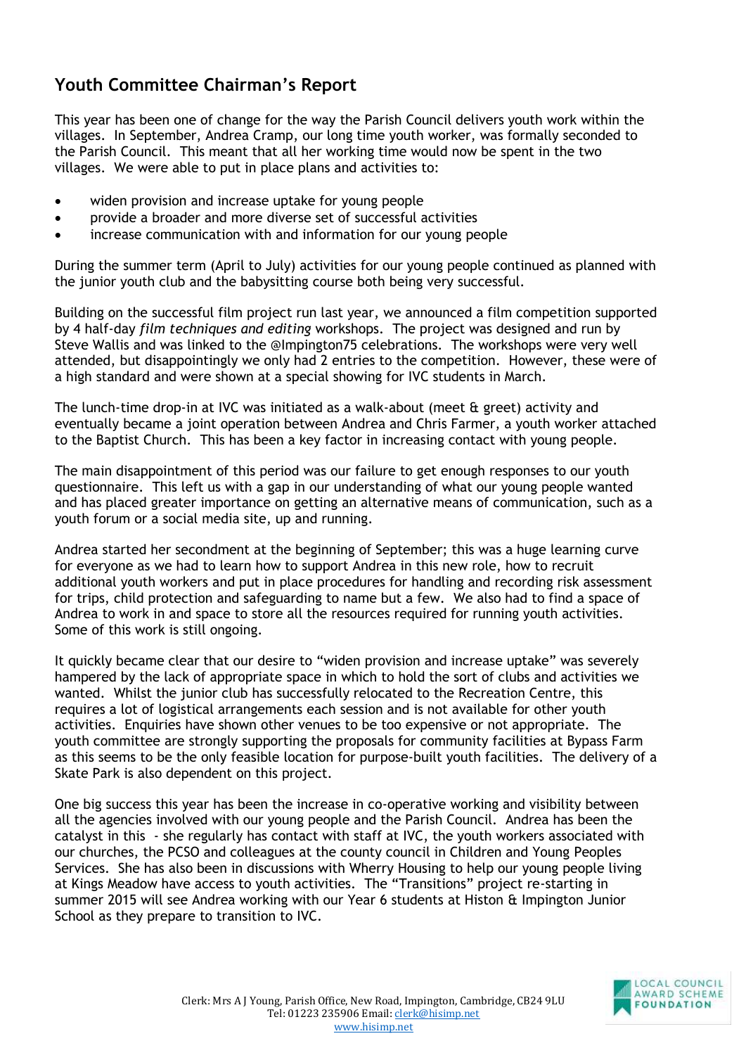## Youth Committee Chairman's Report

This year has been one of change for the way the Parish Council delivers youth work within the villages. In September, Andrea Cramp, our long time youth worker, was formally seconded to the Parish Council. This meant that all her working time would now be spent in the two villages. We were able to put in place plans and activities to:

- widen provision and increase uptake for young people
- provide a broader and more diverse set of successful activities
- increase communication with and information for our young people

During the summer term (April to July) activities for our young people continued as planned with the junior youth club and the babysitting course both being very successful.

Building on the successful film project run last year, we announced a film competition supported by 4 half-day *film techniques and editing* workshops. The project was designed and run by Steve Wallis and was linked to the @Impington75 celebrations. The workshops were very well attended, but disappointingly we only had 2 entries to the competition. However, these were of a high standard and were shown at a special showing for IVC students in March.

The lunch-time drop-in at IVC was initiated as a walk-about (meet & greet) activity and eventually became a joint operation between Andrea and Chris Farmer, a youth worker attached to the Baptist Church. This has been a key factor in increasing contact with young people.

The main disappointment of this period was our failure to get enough responses to our youth questionnaire. This left us with a gap in our understanding of what our young people wanted and has placed greater importance on getting an alternative means of communication, such as a youth forum or a social media site, up and running.

Andrea started her secondment at the beginning of September; this was a huge learning curve for everyone as we had to learn how to support Andrea in this new role, how to recruit additional youth workers and put in place procedures for handling and recording risk assessment for trips, child protection and safeguarding to name but a few. We also had to find a space of Andrea to work in and space to store all the resources required for running youth activities. Some of this work is still ongoing.

It quickly became clear that our desire to "widen provision and increase uptake" was severely hampered by the lack of appropriate space in which to hold the sort of clubs and activities we wanted. Whilst the junior club has successfully relocated to the Recreation Centre, this requires a lot of logistical arrangements each session and is not available for other youth activities. Enquiries have shown other venues to be too expensive or not appropriate. The youth committee are strongly supporting the proposals for community facilities at Bypass Farm as this seems to be the only feasible location for purpose-built youth facilities. The delivery of a Skate Park is also dependent on this project.

One big success this year has been the increase in co-operative working and visibility between all the agencies involved with our young people and the Parish Council. Andrea has been the catalyst in this - she regularly has contact with staff at IVC, the youth workers associated with our churches, the PCSO and colleagues at the county council in Children and Young Peoples Services. She has also been in discussions with Wherry Housing to help our young people living at Kings Meadow have access to youth activities. The "Transitions" project re-starting in summer 2015 will see Andrea working with our Year 6 students at Histon & Impington Junior School as they prepare to transition to IVC.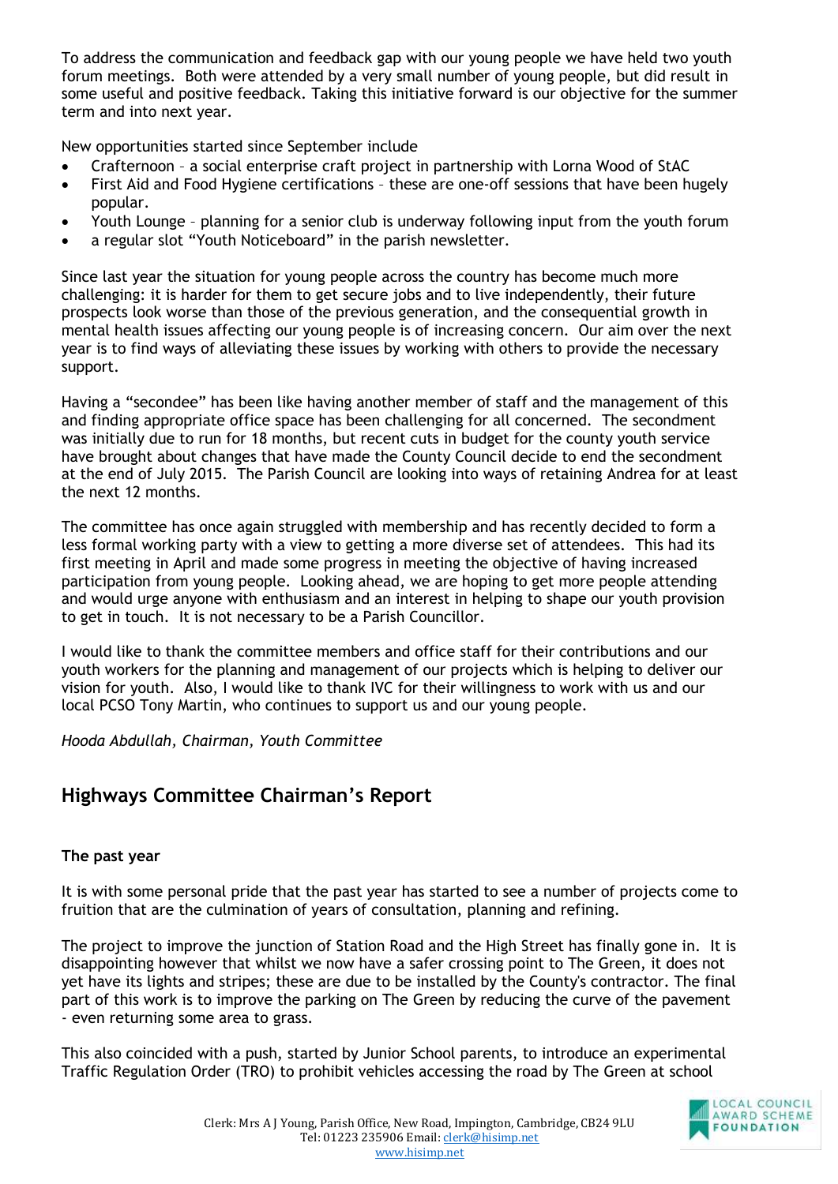To address the communication and feedback gap with our young people we have held two youth forum meetings. Both were attended by a very small number of young people, but did result in some useful and positive feedback. Taking this initiative forward is our objective for the summer term and into next year.

New opportunities started since September include

- Crafternoon – a social enterprise craft project in partnership with Lorna Wood of StAC
- First Aid and Food Hygiene certifications – these are one-off sessions that have been hugely popular.
- Youth Lounge – planning for a senior club is underway following input from the youth forum
- a regular slot "Youth Noticeboard" in the parish newsletter.

Since last year the situation for young people across the country has become much more challenging: it is harder for them to get secure jobs and to live independently, their future prospects look worse than those of the previous generation, and the consequential growth in mental health issues affecting our young people is of increasing concern. Our aim over the next year is to find ways of alleviating these issues by working with others to provide the necessary support.

Having a "secondee" has been like having another member of staff and the management of this and finding appropriate office space has been challenging for all concerned. The secondment was initially due to run for 18 months, but recent cuts in budget for the county youth service have brought about changes that have made the County Council decide to end the secondment at the end of July 2015. The Parish Council are looking into ways of retaining Andrea for at least the next 12 months.

The committee has once again struggled with membership and has recently decided to form a less formal working party with a view to getting a more diverse set of attendees. This had its first meeting in April and made some progress in meeting the objective of having increased participation from young people. Looking ahead, we are hoping to get more people attending and would urge anyone with enthusiasm and an interest in helping to shape our youth provision to get in touch. It is not necessary to be a Parish Councillor.

I would like to thank the committee members and office staff for their contributions and our youth workers for the planning and management of our projects which is helping to deliver our vision for youth. Also, I would like to thank IVC for their willingness to work with us and our local PCSO Tony Martin, who continues to support us and our young people.

*Hooda Abdullah, Chairman, Youth Committee*

## Highways Committee Chairman's Report

**The past year**

It is with some personal pride that the past year has started to see a number of projects come to fruition that are the culmination of years of consultation, planning and refining.

The project to improve the junction of Station Road and the High Street has finally gone in. It is disappointing however that whilst we now have a safer crossing point to The Green, it does not yet have its lights and stripes; these are due to be installed by the County's contractor. The final part of this work is to improve the parking on The Green by reducing the curve of the pavement - even returning some area to grass.

This also coincided with a push, started by Junior School parents, to introduce an experimental Traffic Regulation Order (TRO) to prohibit vehicles accessing the road by The Green at school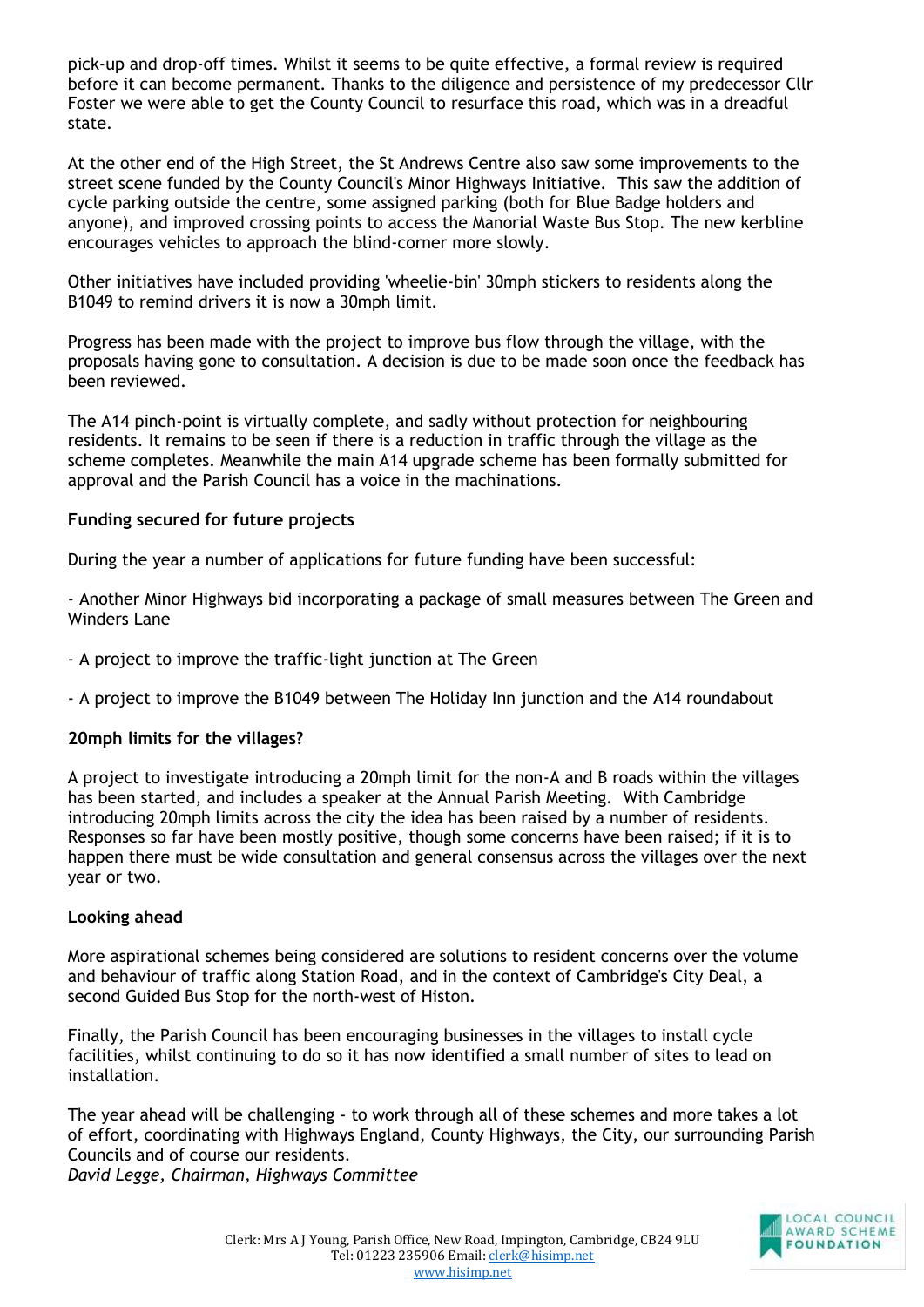pick-up and drop-off times. Whilst it seems to be quite effective, a formal review is required before it can become permanent. Thanks to the diligence and persistence of my predecessor Cllr Foster we were able to get the County Council to resurface this road, which was in a dreadful state.

At the other end of the High Street, the St Andrews Centre also saw some improvements to the street scene funded by the County Council's Minor Highways Initiative. This saw the addition of cycle parking outside the centre, some assigned parking (both for Blue Badge holders and anyone), and improved crossing points to access the Manorial Waste Bus Stop. The new kerbline encourages vehicles to approach the blind-corner more slowly.

Other initiatives have included providing 'wheelie-bin' 30mph stickers to residents along the B1049 to remind drivers it is now a 30mph limit.

Progress has been made with the project to improve bus flow through the village, with the proposals having gone to consultation. A decision is due to be made soon once the feedback has been reviewed.

The A14 pinch-point is virtually complete, and sadly without protection for neighbouring residents. It remains to be seen if there is a reduction in traffic through the village as the scheme completes. Meanwhile the main A14 upgrade scheme has been formally submitted for approval and the Parish Council has a voice in the machinations.

**Funding secured for future projects**

During the year a number of applications for future funding have been successful:

- Another Minor Highways bid incorporating a package of small measures between The Green and Winders Lane

- A project to improve the traffic-light junction at The Green

- A project to improve the B1049 between The Holiday Inn junction and the A14 roundabout

**20mph limits for the villages?**

A project to investigate introducing a 20mph limit for the non-A and B roads within the villages has been started, and includes a speaker at the Annual Parish Meeting. With Cambridge introducing 20mph limits across the city the idea has been raised by a number of residents. Responses so far have been mostly positive, though some concerns have been raised; if it is to happen there must be wide consultation and general consensus across the villages over the next year or two.

**Looking ahead**

More aspirational schemes being considered are solutions to resident concerns over the volume and behaviour of traffic along Station Road, and in the context of Cambridge's City Deal, a second Guided Bus Stop for the north-west of Histon.

Finally, the Parish Council has been encouraging businesses in the villages to install cycle facilities, whilst continuing to do so it has now identified a small number of sites to lead on installation.

The year ahead will be challenging - to work through all of these schemes and more takes a lot of effort, coordinating with Highways England, County Highways, the City, our surrounding Parish Councils and of course our residents.

*David Legge, Chairman, Highways Committee*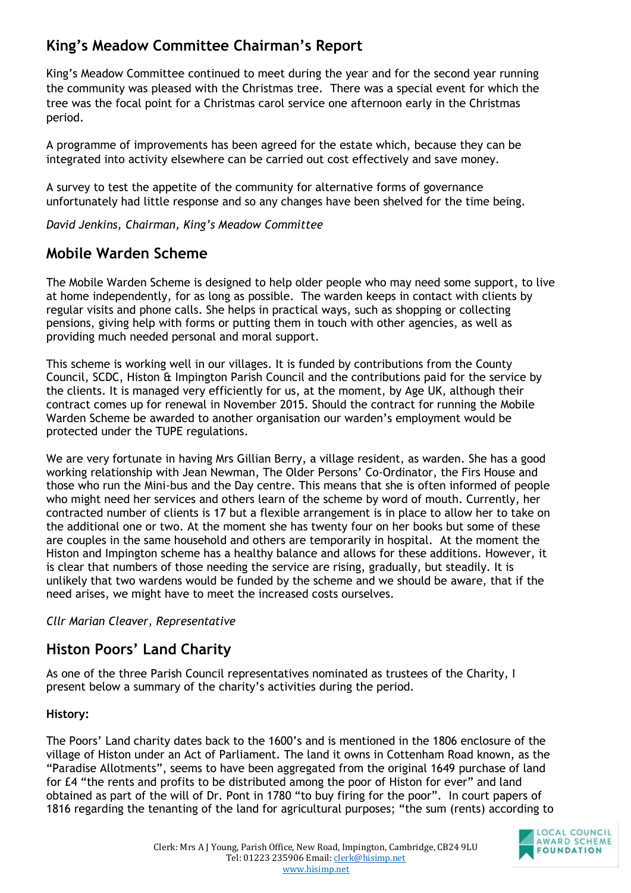## King's Meadow Committee Chairman's Report

King's Meadow Committee continued to meet during the year and for the second year running the community was pleased with the Christmas tree. There was a special event for which the tree was the focal point for a Christmas carol service one afternoon early in the Christmas period.

A programme of improvements has been agreed for the estate which, because they can be integrated into activity elsewhere can be carried out cost effectively and save money.

A survey to test the appetite of the community for alternative forms of governance unfortunately had little response and so any changes have been shelved for the time being.

*David Jenkins, Chairman, King's Meadow Committee*

## Mobile Warden Scheme

The Mobile Warden Scheme is designed to help older people who may need some support, to live at home independently, for as long as possible. The warden keeps in contact with clients by regular visits and phone calls. She helps in practical ways, such as shopping or collecting pensions, giving help with forms or putting them in touch with other agencies, as well as providing much needed personal and moral support.

This scheme is working well in our villages. It is funded by contributions from the County Council, SCDC, Histon & Impington Parish Council and the contributions paid for the service by the clients. It is managed very efficiently for us, at the moment, by Age UK, although their contract comes up for renewal in November 2015. Should the contract for running the Mobile Warden Scheme be awarded to another organisation our warden's employment would be protected under the TUPE regulations.

We are very fortunate in having Mrs Gillian Berry, a village resident, as warden. She has a good working relationship with Jean Newman, The Older Persons' Co-Ordinator, the Firs House and those who run the Mini-bus and the Day centre. This means that she is often informed of people who might need her services and others learn of the scheme by word of mouth. Currently, her contracted number of clients is 17 but a flexible arrangement is in place to allow her to take on the additional one or two. At the moment she has twenty four on her books but some of these are couples in the same household and others are temporarily in hospital. At the moment the Histon and Impington scheme has a healthy balance and allows for these additions. However, it is clear that numbers of those needing the service are rising, gradually, but steadily. It is unlikely that two wardens would be funded by the scheme and we should be aware, that if the need arises, we might have to meet the increased costs ourselves.

*Cllr Marian Cleaver, Representative*

## Histon Poors' Land Charity

As one of the three Parish Council representatives nominated as trustees of the Charity, I present below a summary of the charity's activities during the period.

**History:**

The Poors' Land charity dates back to the 1600's and is mentioned in the 1806 enclosure of the village of Histon under an Act of Parliament. The land it owns in Cottenham Road known, as the "Paradise Allotments", seems to have been aggregated from the original 1649 purchase of land for £4 "the rents and profits to be distributed among the poor of Histon for ever" and land obtained as part of the will of Dr. Pont in 1780 "to buy firing for the poor". In court papers of 1816 regarding the tenanting of the land for agricultural purposes; "the sum (rents) according to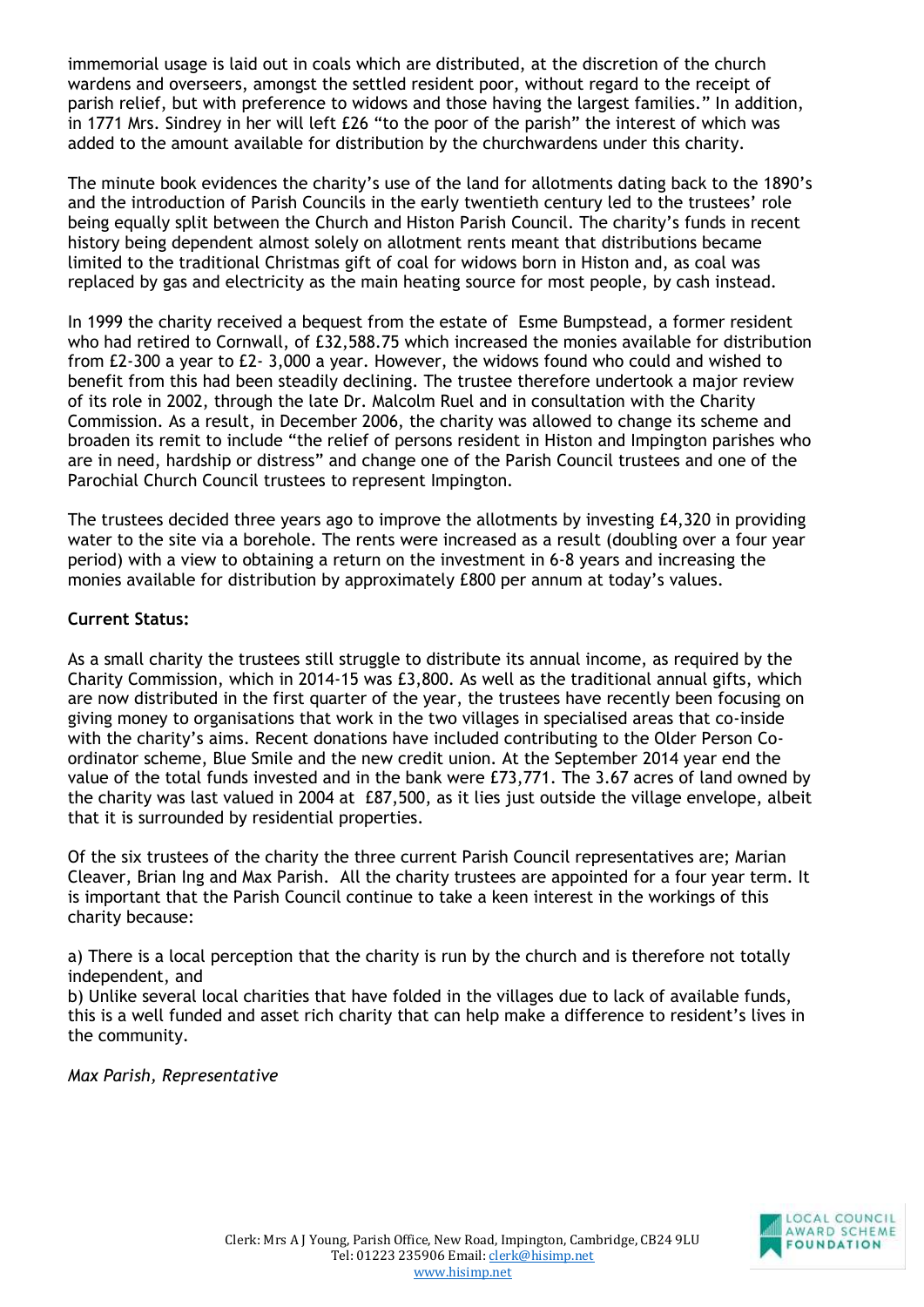immemorial usage is laid out in coals which are distributed, at the discretion of the church wardens and overseers, amongst the settled resident poor, without regard to the receipt of parish relief, but with preference to widows and those having the largest families." In addition, in 1771 Mrs. Sindrey in her will left £26 "to the poor of the parish" the interest of which was added to the amount available for distribution by the churchwardens under this charity.

The minute book evidences the charity's use of the land for allotments dating back to the 1890's and the introduction of Parish Councils in the early twentieth century led to the trustees' role being equally split between the Church and Histon Parish Council. The charity's funds in recent history being dependent almost solely on allotment rents meant that distributions became limited to the traditional Christmas gift of coal for widows born in Histon and, as coal was replaced by gas and electricity as the main heating source for most people, by cash instead.

In 1999 the charity received a bequest from the estate of Esme Bumpstead, a former resident who had retired to Cornwall, of £32,588.75 which increased the monies available for distribution from £2-300 a year to £2- 3,000 a year. However, the widows found who could and wished to benefit from this had been steadily declining. The trustee therefore undertook a major review of its role in 2002, through the late Dr. Malcolm Ruel and in consultation with the Charity Commission. As a result, in December 2006, the charity was allowed to change its scheme and broaden its remit to include "the relief of persons resident in Histon and Impington parishes who are in need, hardship or distress" and change one of the Parish Council trustees and one of the Parochial Church Council trustees to represent Impington.

The trustees decided three years ago to improve the allotments by investing £4,320 in providing water to the site via a borehole. The rents were increased as a result (doubling over a four year period) with a view to obtaining a return on the investment in 6-8 years and increasing the monies available for distribution by approximately £800 per annum at today's values.

**Current Status:**

As a small charity the trustees still struggle to distribute its annual income, as required by the Charity Commission, which in 2014-15 was £3,800. As well as the traditional annual gifts, which are now distributed in the first quarter of the year, the trustees have recently been focusing on giving money to organisations that work in the two villages in specialised areas that co-inside with the charity's aims. Recent donations have included contributing to the Older Person Co-ordinator scheme, Blue Smile and the new credit union. At the September 2014 year end the value of the total funds invested and in the bank were £73,771. The 3.67 acres of land owned by the charity was last valued in 2004 at £87,500, as it lies just outside the village envelope, albeit that it is surrounded by residential properties.

Of the six trustees of the charity the three current Parish Council representatives are; Marian Cleaver, Brian Ing and Max Parish. All the charity trustees are appointed for a four year term. It is important that the Parish Council continue to take a keen interest in the workings of this charity because:

a) There is a local perception that the charity is run by the church and is therefore not totally independent, and
b) Unlike several local charities that have folded in the villages due to lack of available funds, this is a well funded and asset rich charity that can help make a difference to resident's lives in the community.

*Max Parish, Representative*

Clerk: Mrs A J Young, Parish Office, New Road, Impington, Cambridge, CB24 9LU
Tel: 01223 235906 Email: clerk@hisimp.net
www.hisimp.net